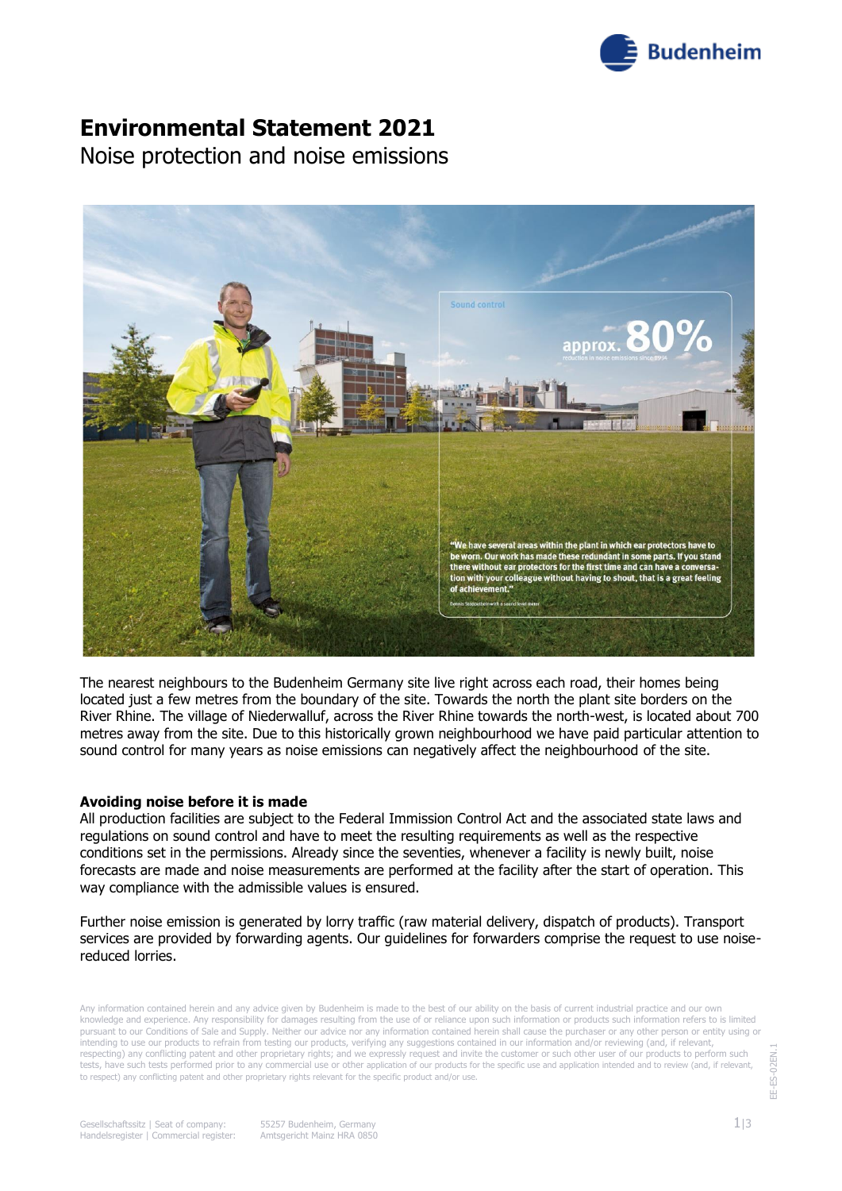# Environmental Statement 2021

## Noise protection and noise emissions

The nearest neighbours to the Budenheim Germany site live right across each road, their homes being located just a few metres from the boundary of the site. Towards the north the plant site borders on the River Rhine. The village of Niederwalluf, across the River Rhine towards the north-west, is located about 700 metres away from the site. Due to this historically grown neighbourhood we have paid particular attention to sound control for many years as noise emissions can negatively affect the neighbourhood of the site.

### Avoiding noise before it is made

All production facilities are subject to the Federal Immission Control Act and the associated state laws and regulations on sound control and have to meet the resulting requirements as well as the respective conditions set in the permissions. Already since the seventies, whenever a facility is newly built, noise forecasts are made and noise measurements are performed at the facility after the start of operation. This way compliance with the admissible values is ensured.

Further noise emission is generated by lorry traffic (raw material delivery, dispatch of products). Transport services are provided by forwarding agents. Our guidelines for forwarders comprise the request to use noise-reduced lorries.

Any information contained herein and any advice given by Budenheim is made to the best of our ability on the basis of current industrial practice and our own knowledge and experience. Any responsibility for damages resulting from the use of or reliance upon such information or products such information refers to is limited pursuant to our Conditions of Sale and Supply. Neither our advice nor any information contained herein shall cause the purchaser or any other person or entity using or intending to use our products to refrain from testing our products, verifying any suggestions contained in our information and/or reviewing (and, if relevant, respecting) any conflicting patent and other proprietary rights; and we expressly request and invite the customer or such other user of our products to perform such tests, have such tests performed prior to any commercial use or other application of our products for the specific use and application intended and to review (and, if relevant, to respect) any conflicting patent and other proprietary rights relevant for the specific product and/or use.

Gesellschaftssitz | Seat of company: 55257 Budenheim, Germany
Handelsregister | Commercial register: Amtsgericht Mainz HRA 0850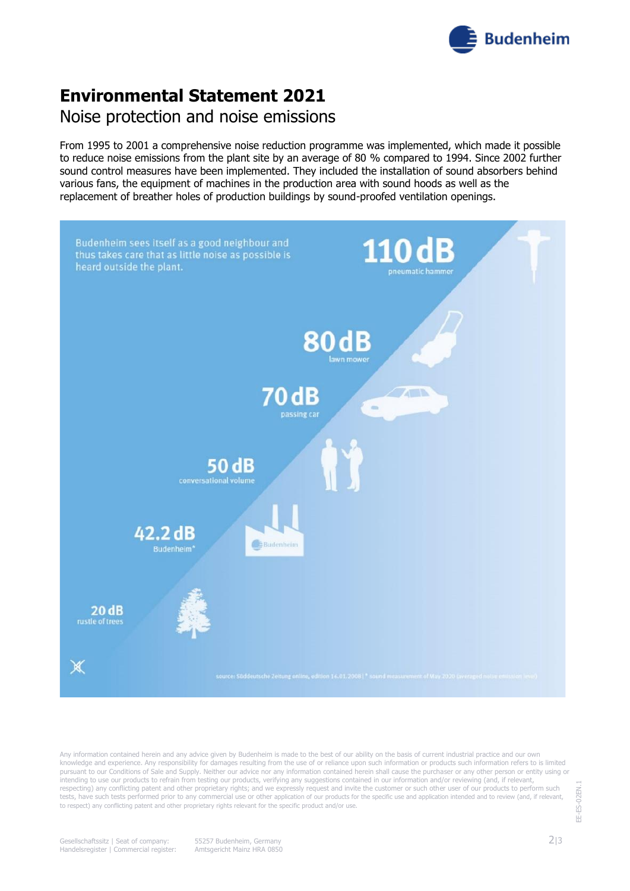# Environmental Statement 2021

## Noise protection and noise emissions

From 1995 to 2001 a comprehensive noise reduction programme was implemented, which made it possible to reduce noise emissions from the plant site by an average of 80 % compared to 1994. Since 2002 further sound control measures have been implemented. They included the installation of sound absorbers behind various fans, the equipment of machines in the production area with sound hoods as well as the replacement of breather holes of production buildings by sound-proofed ventilation openings.

Budenheim sees itself as a good neighbour and thus takes care that as little noise as possible is heard outside the plant.

- 110 dB pneumatic hammer
- 80 dB lawn mower
- 70 dB passing car
- 50 dB conversational volume
- 42.2 dB Budenheim*
- 20 dB rustle of trees

source: Süddeutsche Zeitung online, edition 14.01.2008 | * sound measurement of May 2020 (averaged noise emission level)

Any information contained herein and any advice given by Budenheim is made to the best of our ability on the basis of current industrial practice and our own knowledge and experience. Any responsibility for damages resulting from the use of or reliance upon such information or products such information refers to is limited pursuant to our Conditions of Sale and Supply. Neither our advice nor any information contained herein shall cause the purchaser or any other person or entity using or intending to use our products to refrain from testing our products, verifying any suggestions contained in our information and/or reviewing (and, if relevant, respecting) any conflicting patent and other proprietary rights; and we expressly request and invite the customer or such other user of our products to perform such tests, have such tests performed prior to any commercial use or other application of our products for the specific use and application intended and to review (and, if relevant, to respect) any conflicting patent and other proprietary rights relevant for the specific product and/or use.

Gesellschaftssitz | Seat of company: 55257 Budenheim, Germany
Handelsregister | Commercial register: Amtsgericht Mainz HRA 0850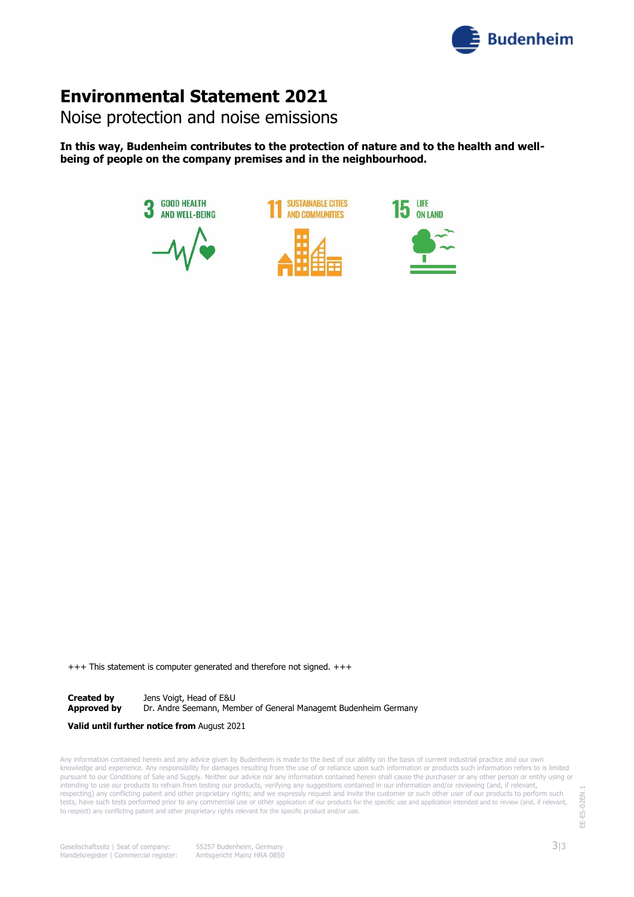# Environmental Statement 2021

## Noise protection and noise emissions

**In this way, Budenheim contributes to the protection of nature and to the health and well-being of people on the company premises and in the neighbourhood.**

3 GOOD HEALTH AND WELL-BEING

11 SUSTAINABLE CITIES AND COMMUNITIES

15 LIFE ON LAND

+++ This statement is computer generated and therefore not signed. +++

**Created by** Jens Voigt, Head of E&U
**Approved by** Dr. Andre Seemann, Member of General Managemt Budenheim Germany

**Valid until further notice from** August 2021

Any information contained herein and any advice given by Budenheim is made to the best of our ability on the basis of current industrial practice and our own knowledge and experience. Any responsibility for damages resulting from the use of or reliance upon such information or products such information refers to is limited pursuant to our Conditions of Sale and Supply. Neither our advice nor any information contained herein shall cause the purchaser or any other person or entity using or intending to use our products to refrain from testing our products, verifying any suggestions contained in our information and/or reviewing (and, if relevant, respecting) any conflicting patent and other proprietary rights; and we expressly request and invite the customer or such other user of our products to perform such tests, have such tests performed prior to any commercial use or other application of our products for the specific use and application intended and to review (and, if relevant, to respect) any conflicting patent and other proprietary rights relevant for the specific product and/or use.

EE-ES-02EN.1

Gesellschaftssitz | Seat of company: 55257 Budenheim, Germany
Handelsregister | Commercial register: Amtsgericht Mainz HRA 0850